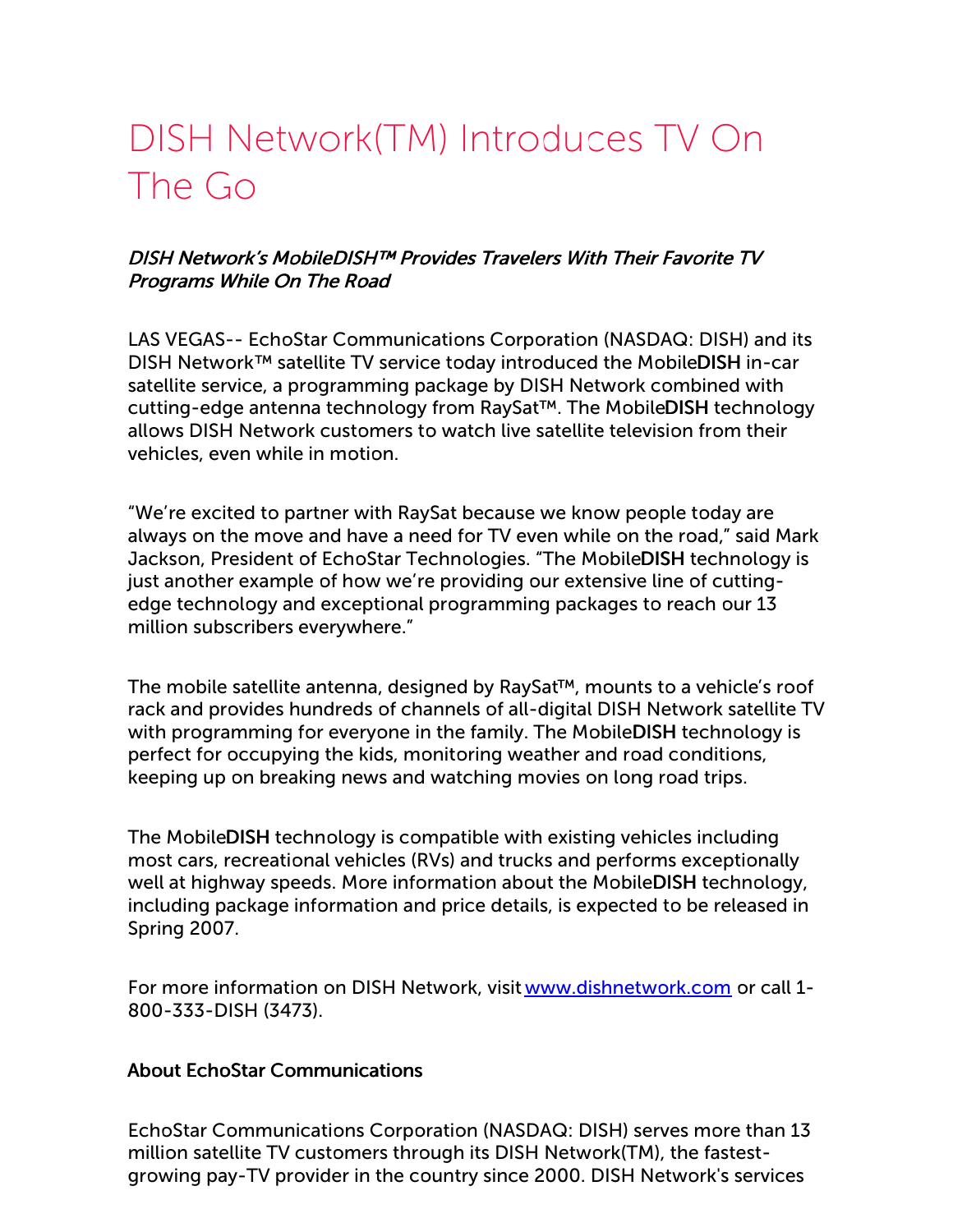# DISH Network(TM) Introduces TV On The Go

*DISH Network's MobileDISH™ Provides Travelers With Their Favorite TV Programs While On The Road*

LAS VEGAS-- EchoStar Communications Corporation (NASDAQ: DISH) and its DISH Network™ satellite TV service today introduced the Mobile**DISH** in-car satellite service, a programming package by DISH Network combined with cutting-edge antenna technology from RaySat™. The Mobile**DISH** technology allows DISH Network customers to watch live satellite television from their vehicles, even while in motion.

"We're excited to partner with RaySat because we know people today are always on the move and have a need for TV even while on the road," said Mark Jackson, President of EchoStar Technologies. "The Mobile**DISH** technology is just another example of how we're providing our extensive line of cutting-edge technology and exceptional programming packages to reach our 13 million subscribers everywhere."

The mobile satellite antenna, designed by RaySat™, mounts to a vehicle's roof rack and provides hundreds of channels of all-digital DISH Network satellite TV with programming for everyone in the family. The Mobile**DISH** technology is perfect for occupying the kids, monitoring weather and road conditions, keeping up on breaking news and watching movies on long road trips.

The Mobile**DISH** technology is compatible with existing vehicles including most cars, recreational vehicles (RVs) and trucks and performs exceptionally well at highway speeds. More information about the Mobile**DISH** technology, including package information and price details, is expected to be released in Spring 2007.

For more information on DISH Network, visit [www.dishnetwork.com](http://www.dishnetwork.com) or call 1-800-333-DISH (3473).

**About EchoStar Communications**

EchoStar Communications Corporation (NASDAQ: DISH) serves more than 13 million satellite TV customers through its DISH Network(TM), the fastest-growing pay-TV provider in the country since 2000. DISH Network's services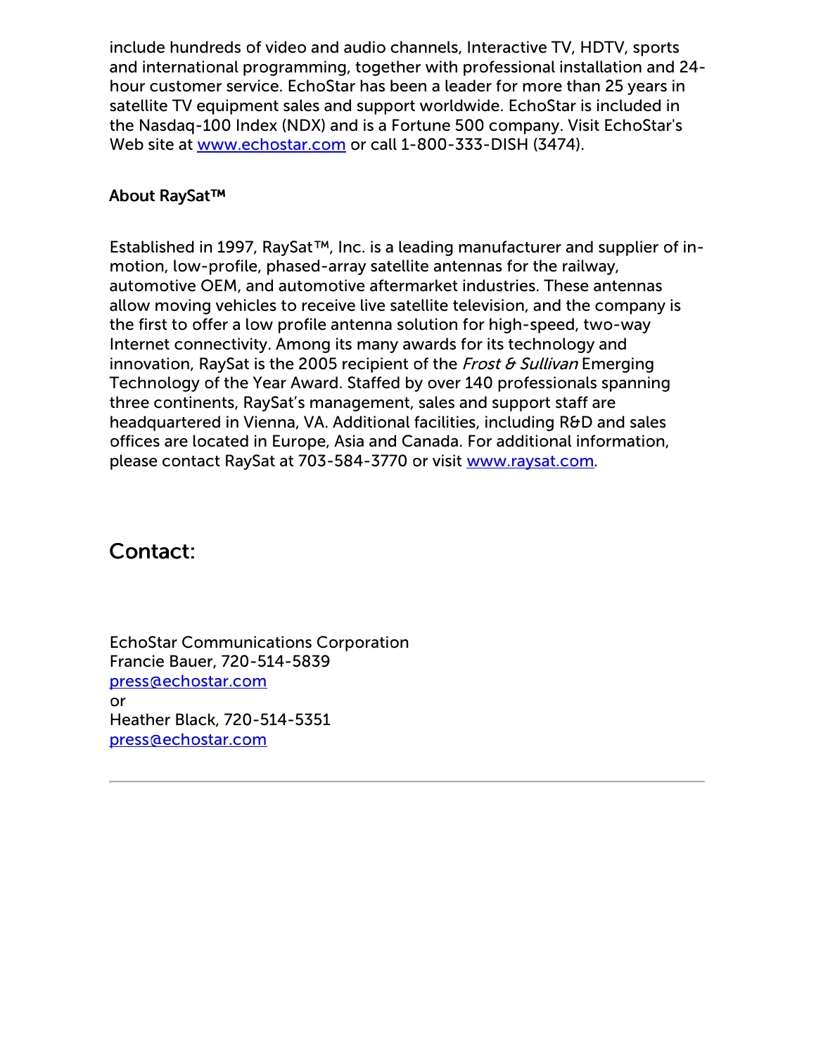include hundreds of video and audio channels, Interactive TV, HDTV, sports and international programming, together with professional installation and 24-hour customer service. EchoStar has been a leader for more than 25 years in satellite TV equipment sales and support worldwide. EchoStar is included in the Nasdaq-100 Index (NDX) and is a Fortune 500 company. Visit EchoStar's Web site at www.echostar.com or call 1-800-333-DISH (3474).

**About RaySat™**

Established in 1997, RaySat™, Inc. is a leading manufacturer and supplier of in-motion, low-profile, phased-array satellite antennas for the railway, automotive OEM, and automotive aftermarket industries. These antennas allow moving vehicles to receive live satellite television, and the company is the first to offer a low profile antenna solution for high-speed, two-way Internet connectivity. Among its many awards for its technology and innovation, RaySat is the 2005 recipient of the *Frost & Sullivan* Emerging Technology of the Year Award. Staffed by over 140 professionals spanning three continents, RaySat's management, sales and support staff are headquartered in Vienna, VA. Additional facilities, including R&D and sales offices are located in Europe, Asia and Canada. For additional information, please contact RaySat at 703-584-3770 or visit www.raysat.com.

## Contact:

EchoStar Communications Corporation
Francie Bauer, 720-514-5839
press@echostar.com
or
Heather Black, 720-514-5351
press@echostar.com

---